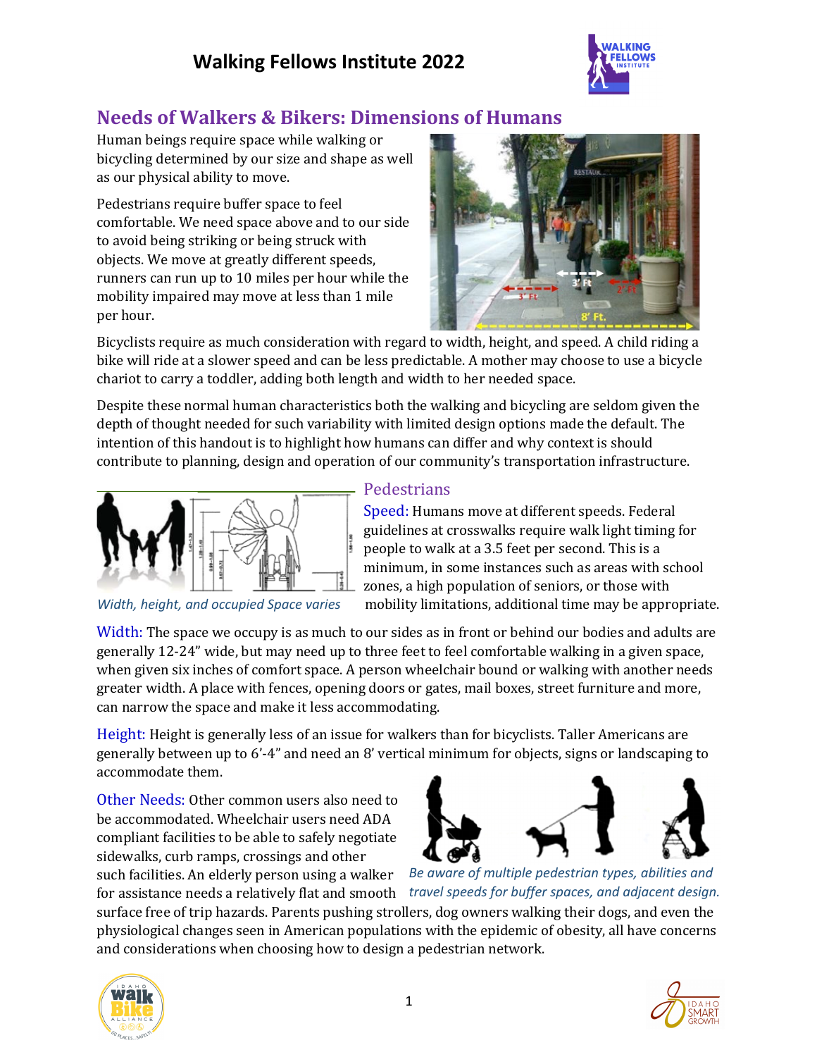# Walking Fellows Institute 2022

## Needs of Walkers & Bikers: Dimensions of Humans

Human beings require space while walking or bicycling determined by our size and shape as well as our physical ability to move.

Pedestrians require buffer space to feel comfortable. We need space above and to our side to avoid being striking or being struck with objects. We move at greatly different speeds, runners can run up to 10 miles per hour while the mobility impaired may move at less than 1 mile per hour.

Bicyclists require as much consideration with regard to width, height, and speed. A child riding a bike will ride at a slower speed and can be less predictable. A mother may choose to use a bicycle chariot to carry a toddler, adding both length and width to her needed space.

Despite these normal human characteristics both the walking and bicycling are seldom given the depth of thought needed for such variability with limited design options made the default. The intention of this handout is to highlight how humans can differ and why context is should contribute to planning, design and operation of our community's transportation infrastructure.

*Width, height, and occupied Space varies*

### Pedestrians

**Speed:** Humans move at different speeds. Federal guidelines at crosswalks require walk light timing for people to walk at a 3.5 feet per second. This is a minimum, in some instances such as areas with school zones, a high population of seniors, or those with mobility limitations, additional time may be appropriate.

**Width:** The space we occupy is as much to our sides as in front or behind our bodies and adults are generally 12-24" wide, but may need up to three feet to feel comfortable walking in a given space, when given six inches of comfort space. A person wheelchair bound or walking with another needs greater width. A place with fences, opening doors or gates, mail boxes, street furniture and more, can narrow the space and make it less accommodating.

**Height:** Height is generally less of an issue for walkers than for bicyclists. Taller Americans are generally between up to 6'-4" and need an 8' vertical minimum for objects, signs or landscaping to accommodate them.

**Other Needs:** Other common users also need to be accommodated. Wheelchair users need ADA compliant facilities to be able to safely negotiate sidewalks, curb ramps, crossings and other such facilities. An elderly person using a walker for assistance needs a relatively flat and smooth surface free of trip hazards. Parents pushing strollers, dog owners walking their dogs, and even the physiological changes seen in American populations with the epidemic of obesity, all have concerns and considerations when choosing how to design a pedestrian network.

*Be aware of multiple pedestrian types, abilities and travel speeds for buffer spaces, and adjacent design.*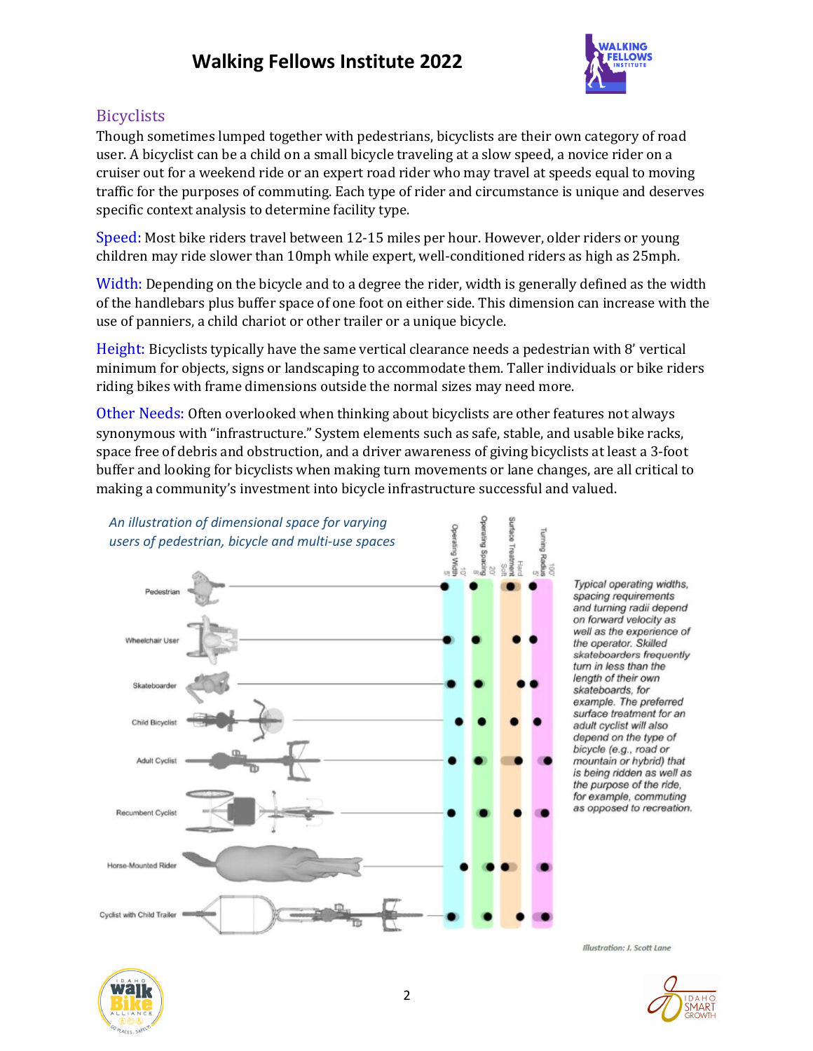## Bicyclists

Though sometimes lumped together with pedestrians, bicyclists are their own category of road user. A bicyclist can be a child on a small bicycle traveling at a slow speed, a novice rider on a cruiser out for a weekend ride or an expert road rider who may travel at speeds equal to moving traffic for the purposes of commuting. Each type of rider and circumstance is unique and deserves specific context analysis to determine facility type.

**Speed:** Most bike riders travel between 12-15 miles per hour. However, older riders or young children may ride slower than 10mph while expert, well-conditioned riders as high as 25mph.

**Width:** Depending on the bicycle and to a degree the rider, width is generally defined as the width of the handlebars plus buffer space of one foot on either side. This dimension can increase with the use of panniers, a child chariot or other trailer or a unique bicycle.

**Height:** Bicyclists typically have the same vertical clearance needs a pedestrian with 8' vertical minimum for objects, signs or landscaping to accommodate them. Taller individuals or bike riders riding bikes with frame dimensions outside the normal sizes may need more.

**Other Needs:** Often overlooked when thinking about bicyclists are other features not always synonymous with "infrastructure." System elements such as safe, stable, and usable bike racks, space free of debris and obstruction, and a driver awareness of giving bicyclists at least a 3-foot buffer and looking for bicyclists when making turn movements or lane changes, are all critical to making a community's investment into bicycle infrastructure successful and valued.

*An illustration of dimensional space for varying users of pedestrian, bicycle and multi-use spaces*

Operating Width 5' 10'
Operating Spacing 8' 20'
Surface Treatment Soft Hard
Turning Radius 5' 100'

Pedestrian
Wheelchair User
Skateboarder
Child Bicyclist
Adult Cyclist
Recumbent Cyclist
Horse-Mounted Rider
Cyclist with Child Trailer

*Typical operating widths, spacing requirements and turning radii depend on forward velocity as well as the experience of the operator. Skilled skateboarders frequently turn in less than the length of their own skateboards, for example. The preferred surface treatment for an adult cyclist will also depend on the type of bicycle (e.g., road or mountain or hybrid) that is being ridden as well as the purpose of the ride, for example, commuting as opposed to recreation.*

*Illustration: J. Scott Lane*